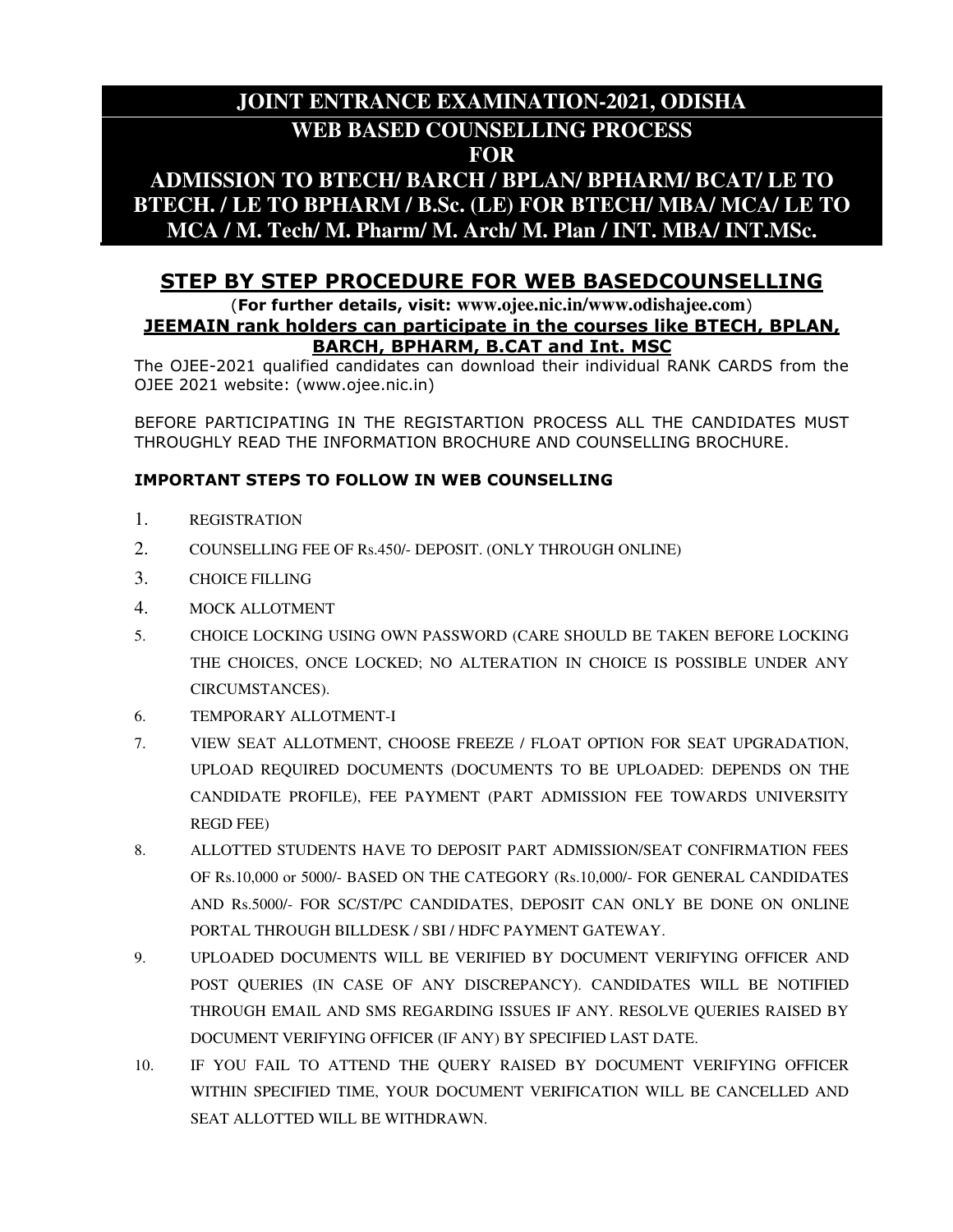# JOINT ENTRANCE EXAMINATION-2021, ODISHA

## WEB BASED COUNSELLING PROCESS FOR ADMISSION TO BTECH/ BARCH / BPLAN/ BPHARM/ BCAT/ LE TO BTECH. / LE TO BPHARM / B.Sc. (LE) FOR BTECH/ MBA/ MCA/ LE TO MCA / M. Tech/ M. Pharm/ M. Arch/ M. Plan / INT. MBA/ INT.MSc.

## STEP BY STEP PROCEDURE FOR WEB BASEDCOUNSELLING

(**For further details, visit: www.ojee.nic.in/www.odishajee.com**)

**JEEMAIN rank holders can participate in the courses like BTECH, BPLAN, BARCH, BPHARM, B.CAT and Int. MSC**

The OJEE-2021 qualified candidates can download their individual RANK CARDS from the OJEE 2021 website: (www.ojee.nic.in)

BEFORE PARTICIPATING IN THE REGISTARTION PROCESS ALL THE CANDIDATES MUST THROUGHLY READ THE INFORMATION BROCHURE AND COUNSELLING BROCHURE.

### IMPORTANT STEPS TO FOLLOW IN WEB COUNSELLING

1. REGISTRATION
2. COUNSELLING FEE OF Rs.450/- DEPOSIT. (ONLY THROUGH ONLINE)
3. CHOICE FILLING
4. MOCK ALLOTMENT
5. CHOICE LOCKING USING OWN PASSWORD (CARE SHOULD BE TAKEN BEFORE LOCKING THE CHOICES, ONCE LOCKED; NO ALTERATION IN CHOICE IS POSSIBLE UNDER ANY CIRCUMSTANCES).
6. TEMPORARY ALLOTMENT-I
7. VIEW SEAT ALLOTMENT, CHOOSE FREEZE / FLOAT OPTION FOR SEAT UPGRADATION, UPLOAD REQUIRED DOCUMENTS (DOCUMENTS TO BE UPLOADED: DEPENDS ON THE CANDIDATE PROFILE), FEE PAYMENT (PART ADMISSION FEE TOWARDS UNIVERSITY REGD FEE)
8. ALLOTTED STUDENTS HAVE TO DEPOSIT PART ADMISSION/SEAT CONFIRMATION FEES OF Rs.10,000 or 5000/- BASED ON THE CATEGORY (Rs.10,000/- FOR GENERAL CANDIDATES AND Rs.5000/- FOR SC/ST/PC CANDIDATES, DEPOSIT CAN ONLY BE DONE ON ONLINE PORTAL THROUGH BILLDESK / SBI / HDFC PAYMENT GATEWAY.
9. UPLOADED DOCUMENTS WILL BE VERIFIED BY DOCUMENT VERIFYING OFFICER AND POST QUERIES (IN CASE OF ANY DISCREPANCY). CANDIDATES WILL BE NOTIFIED THROUGH EMAIL AND SMS REGARDING ISSUES IF ANY. RESOLVE QUERIES RAISED BY DOCUMENT VERIFYING OFFICER (IF ANY) BY SPECIFIED LAST DATE.
10. IF YOU FAIL TO ATTEND THE QUERY RAISED BY DOCUMENT VERIFYING OFFICER WITHIN SPECIFIED TIME, YOUR DOCUMENT VERIFICATION WILL BE CANCELLED AND SEAT ALLOTTED WILL BE WITHDRAWN.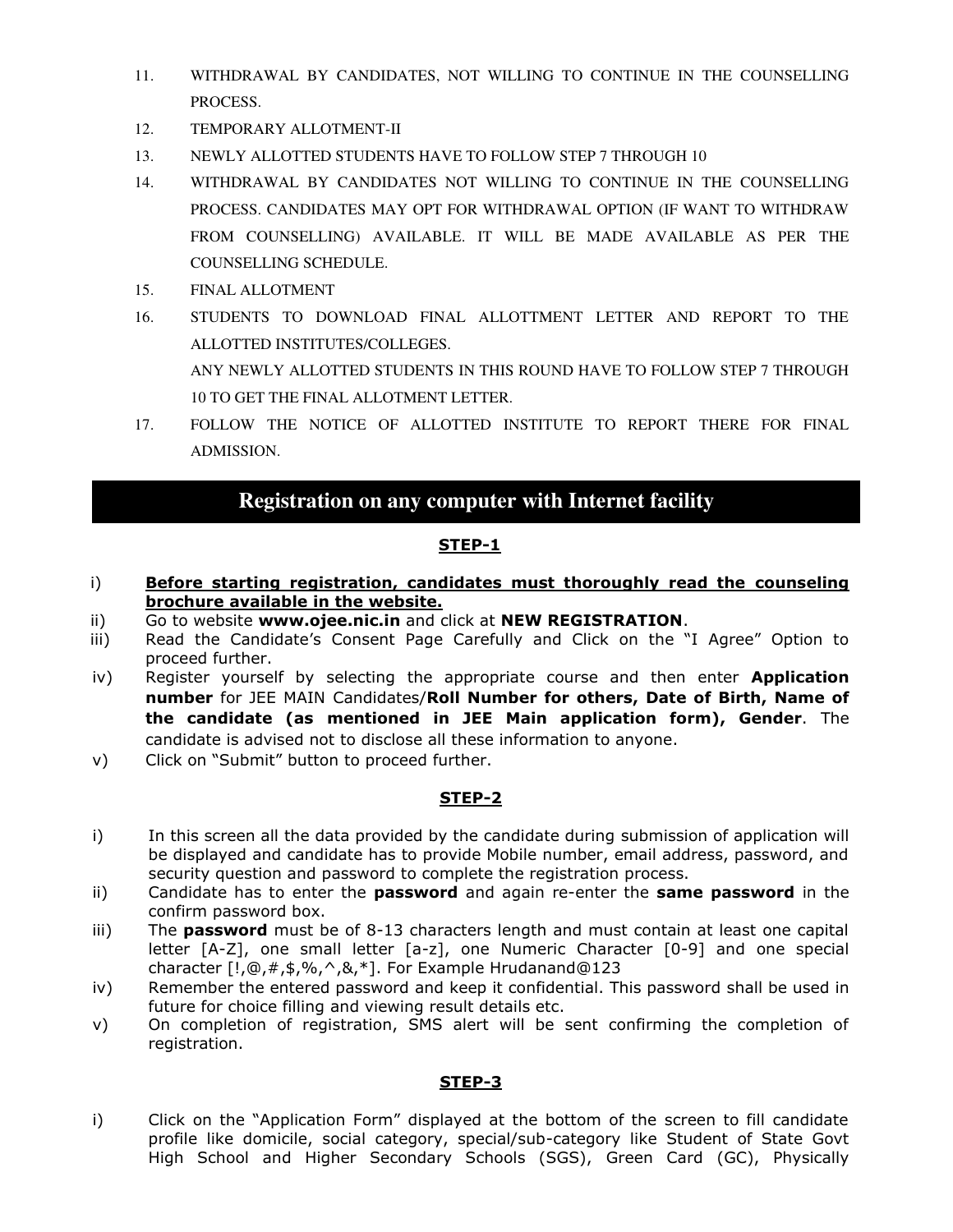11. WITHDRAWAL BY CANDIDATES, NOT WILLING TO CONTINUE IN THE COUNSELLING PROCESS.
12. TEMPORARY ALLOTMENT-II
13. NEWLY ALLOTTED STUDENTS HAVE TO FOLLOW STEP 7 THROUGH 10
14. WITHDRAWAL BY CANDIDATES NOT WILLING TO CONTINUE IN THE COUNSELLING PROCESS. CANDIDATES MAY OPT FOR WITHDRAWAL OPTION (IF WANT TO WITHDRAW FROM COUNSELLING) AVAILABLE. IT WILL BE MADE AVAILABLE AS PER THE COUNSELLING SCHEDULE.
15. FINAL ALLOTMENT
16. STUDENTS TO DOWNLOAD FINAL ALLOTTMENT LETTER AND REPORT TO THE ALLOTTED INSTITUTES/COLLEGES.
    ANY NEWLY ALLOTTED STUDENTS IN THIS ROUND HAVE TO FOLLOW STEP 7 THROUGH 10 TO GET THE FINAL ALLOTMENT LETTER.
17. FOLLOW THE NOTICE OF ALLOTTED INSTITUTE TO REPORT THERE FOR FINAL ADMISSION.

## Registration on any computer with Internet facility

### STEP-1

i) **Before starting registration, candidates must thoroughly read the counseling brochure available in the website.**

ii) Go to website **www.ojee.nic.in** and click at **NEW REGISTRATION**.

iii) Read the Candidate's Consent Page Carefully and Click on the "I Agree" Option to proceed further.

iv) Register yourself by selecting the appropriate course and then enter **Application number** for JEE MAIN Candidates/**Roll Number for others, Date of Birth, Name of the candidate (as mentioned in JEE Main application form), Gender**. The candidate is advised not to disclose all these information to anyone.

v) Click on "Submit" button to proceed further.

### STEP-2

i) In this screen all the data provided by the candidate during submission of application will be displayed and candidate has to provide Mobile number, email address, password, and security question and password to complete the registration process.

ii) Candidate has to enter the **password** and again re-enter the **same password** in the confirm password box.

iii) The **password** must be of 8-13 characters length and must contain at least one capital letter [A-Z], one small letter [a-z], one Numeric Character [0-9] and one special character [!,@,#,$,%,^,&,*]. For Example Hrudanand@123

iv) Remember the entered password and keep it confidential. This password shall be used in future for choice filling and viewing result details etc.

v) On completion of registration, SMS alert will be sent confirming the completion of registration.

### STEP-3

i) Click on the "Application Form" displayed at the bottom of the screen to fill candidate profile like domicile, social category, special/sub-category like Student of State Govt High School and Higher Secondary Schools (SGS), Green Card (GC), Physically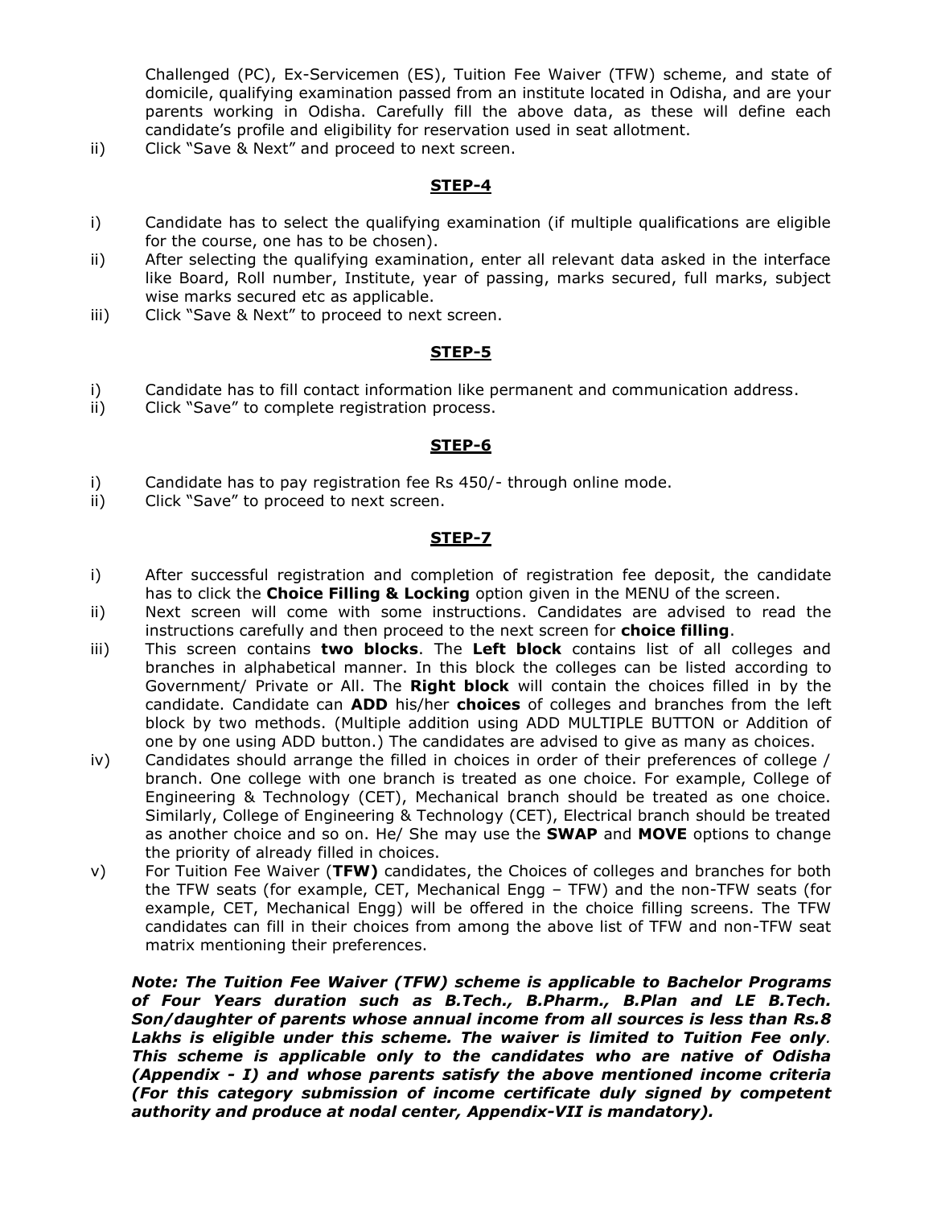Challenged (PC), Ex-Servicemen (ES), Tuition Fee Waiver (TFW) scheme, and state of domicile, qualifying examination passed from an institute located in Odisha, and are your parents working in Odisha. Carefully fill the above data, as these will define each candidate's profile and eligibility for reservation used in seat allotment.

ii) Click "Save & Next" and proceed to next screen.

**STEP-4**

i) Candidate has to select the qualifying examination (if multiple qualifications are eligible for the course, one has to be chosen).

ii) After selecting the qualifying examination, enter all relevant data asked in the interface like Board, Roll number, Institute, year of passing, marks secured, full marks, subject wise marks secured etc as applicable.

iii) Click "Save & Next" to proceed to next screen.

**STEP-5**

i) Candidate has to fill contact information like permanent and communication address.

ii) Click "Save" to complete registration process.

**STEP-6**

i) Candidate has to pay registration fee Rs 450/- through online mode.

ii) Click "Save" to proceed to next screen.

**STEP-7**

i) After successful registration and completion of registration fee deposit, the candidate has to click the **Choice Filling & Locking** option given in the MENU of the screen.

ii) Next screen will come with some instructions. Candidates are advised to read the instructions carefully and then proceed to the next screen for **choice filling**.

iii) This screen contains **two blocks**. The **Left block** contains list of all colleges and branches in alphabetical manner. In this block the colleges can be listed according to Government/ Private or All. The **Right block** will contain the choices filled in by the candidate. Candidate can **ADD** his/her **choices** of colleges and branches from the left block by two methods. (Multiple addition using ADD MULTIPLE BUTTON or Addition of one by one using ADD button.) The candidates are advised to give as many as choices.

iv) Candidates should arrange the filled in choices in order of their preferences of college / branch. One college with one branch is treated as one choice. For example, College of Engineering & Technology (CET), Mechanical branch should be treated as one choice. Similarly, College of Engineering & Technology (CET), Electrical branch should be treated as another choice and so on. He/ She may use the **SWAP** and **MOVE** options to change the priority of already filled in choices.

v) For Tuition Fee Waiver (**TFW)** candidates, the Choices of colleges and branches for both the TFW seats (for example, CET, Mechanical Engg – TFW) and the non-TFW seats (for example, CET, Mechanical Engg) will be offered in the choice filling screens. The TFW candidates can fill in their choices from among the above list of TFW and non-TFW seat matrix mentioning their preferences.

***Note: The Tuition Fee Waiver (TFW) scheme is applicable to Bachelor Programs of Four Years duration such as B.Tech., B.Pharm., B.Plan and LE B.Tech. Son/daughter of parents whose annual income from all sources is less than Rs.8 Lakhs is eligible under this scheme. The waiver is limited to Tuition Fee only. This scheme is applicable only to the candidates who are native of Odisha (Appendix - I) and whose parents satisfy the above mentioned income criteria (For this category submission of income certificate duly signed by competent authority and produce at nodal center, Appendix-VII is mandatory).***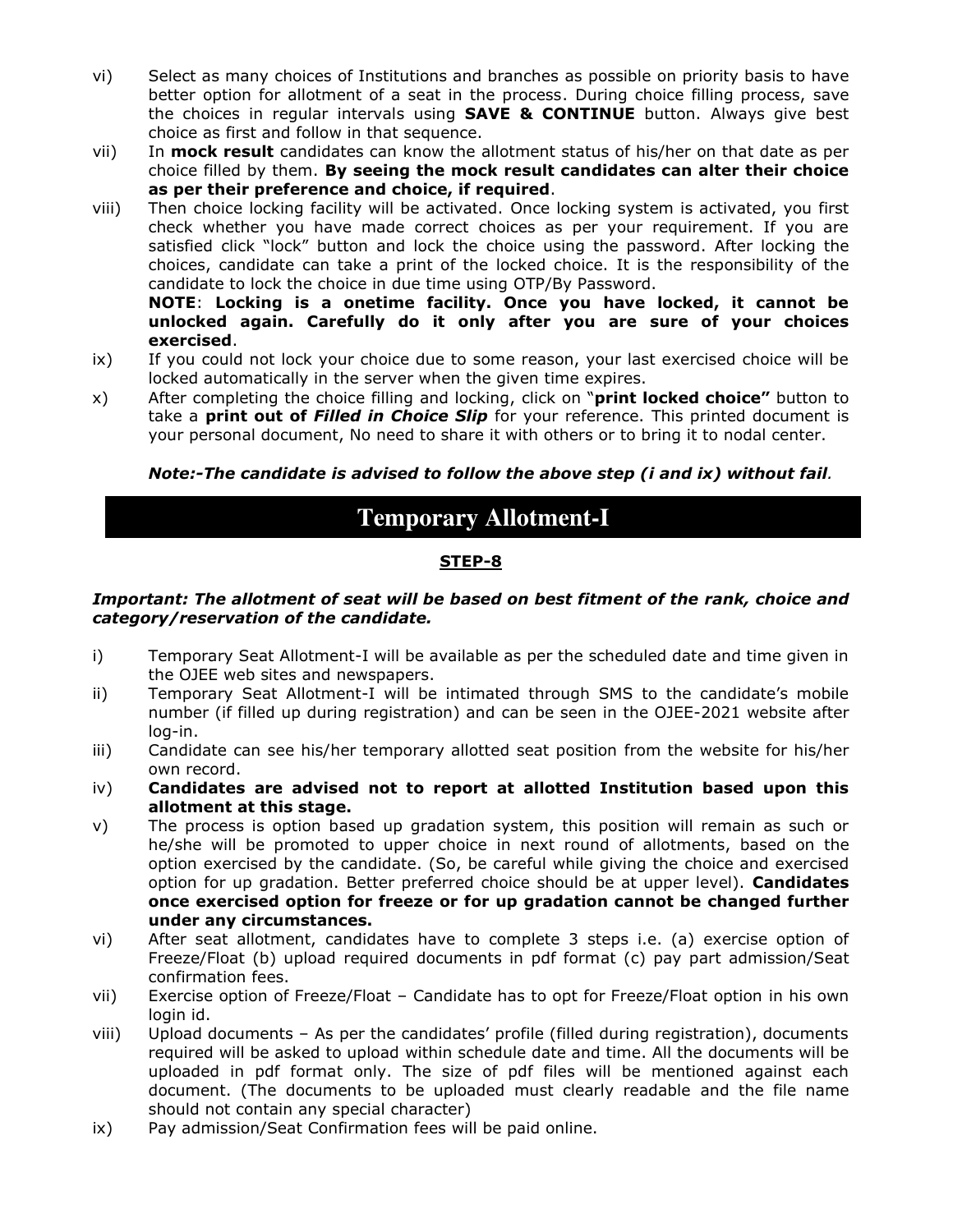vi) Select as many choices of Institutions and branches as possible on priority basis to have better option for allotment of a seat in the process. During choice filling process, save the choices in regular intervals using **SAVE & CONTINUE** button. Always give best choice as first and follow in that sequence.

vii) In **mock result** candidates can know the allotment status of his/her on that date as per choice filled by them. **By seeing the mock result candidates can alter their choice as per their preference and choice, if required**.

viii) Then choice locking facility will be activated. Once locking system is activated, you first check whether you have made correct choices as per your requirement. If you are satisfied click "lock" button and lock the choice using the password. After locking the choices, candidate can take a print of the locked choice. It is the responsibility of the candidate to lock the choice in due time using OTP/By Password.
**NOTE**: **Locking is a onetime facility. Once you have locked, it cannot be unlocked again. Carefully do it only after you are sure of your choices exercised**.

ix) If you could not lock your choice due to some reason, your last exercised choice will be locked automatically in the server when the given time expires.

x) After completing the choice filling and locking, click on "**print locked choice"** button to take a **print out of *Filled in Choice Slip*** for your reference. This printed document is your personal document, No need to share it with others or to bring it to nodal center.

***Note:-The candidate is advised to follow the above step (i and ix) without fail**.*

# Temporary Allotment-I

## STEP-8

***Important: The allotment of seat will be based on best fitment of the rank, choice and category/reservation of the candidate.***

i) Temporary Seat Allotment-I will be available as per the scheduled date and time given in the OJEE web sites and newspapers.

ii) Temporary Seat Allotment-I will be intimated through SMS to the candidate's mobile number (if filled up during registration) and can be seen in the OJEE-2021 website after log-in.

iii) Candidate can see his/her temporary allotted seat position from the website for his/her own record.

iv) **Candidates are advised not to report at allotted Institution based upon this allotment at this stage.**

v) The process is option based up gradation system, this position will remain as such or he/she will be promoted to upper choice in next round of allotments, based on the option exercised by the candidate. (So, be careful while giving the choice and exercised option for up gradation. Better preferred choice should be at upper level). **Candidates once exercised option for freeze or for up gradation cannot be changed further under any circumstances.**

vi) After seat allotment, candidates have to complete 3 steps i.e. (a) exercise option of Freeze/Float (b) upload required documents in pdf format (c) pay part admission/Seat confirmation fees.

vii) Exercise option of Freeze/Float – Candidate has to opt for Freeze/Float option in his own login id.

viii) Upload documents – As per the candidates' profile (filled during registration), documents required will be asked to upload within schedule date and time. All the documents will be uploaded in pdf format only. The size of pdf files will be mentioned against each document. (The documents to be uploaded must clearly readable and the file name should not contain any special character)

ix) Pay admission/Seat Confirmation fees will be paid online.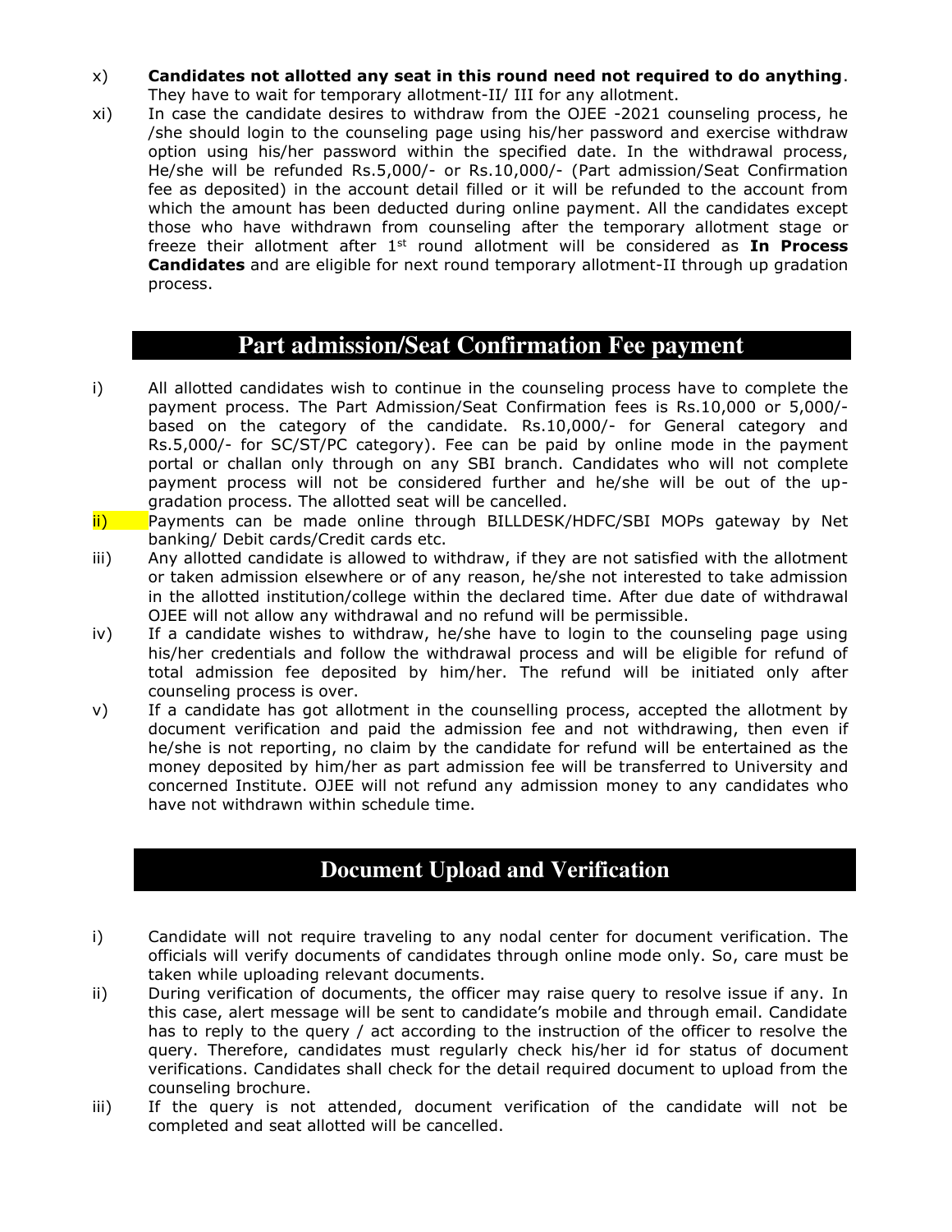x) **Candidates not allotted any seat in this round need not required to do anything**. They have to wait for temporary allotment-II/ III for any allotment.

xi) In case the candidate desires to withdraw from the OJEE -2021 counseling process, he /she should login to the counseling page using his/her password and exercise withdraw option using his/her password within the specified date. In the withdrawal process, He/she will be refunded Rs.5,000/- or Rs.10,000/- (Part admission/Seat Confirmation fee as deposited) in the account detail filled or it will be refunded to the account from which the amount has been deducted during online payment. All the candidates except those who have withdrawn from counseling after the temporary allotment stage or freeze their allotment after 1st round allotment will be considered as **In Process Candidates** and are eligible for next round temporary allotment-II through up gradation process.

## Part admission/Seat Confirmation Fee payment

i) All allotted candidates wish to continue in the counseling process have to complete the payment process. The Part Admission/Seat Confirmation fees is Rs.10,000 or 5,000/- based on the category of the candidate. Rs.10,000/- for General category and Rs.5,000/- for SC/ST/PC category). Fee can be paid by online mode in the payment portal or challan only through on any SBI branch. Candidates who will not complete payment process will not be considered further and he/she will be out of the up-gradation process. The allotted seat will be cancelled.

ii) Payments can be made online through BILLDESK/HDFC/SBI MOPs gateway by Net banking/ Debit cards/Credit cards etc.

iii) Any allotted candidate is allowed to withdraw, if they are not satisfied with the allotment or taken admission elsewhere or of any reason, he/she not interested to take admission in the allotted institution/college within the declared time. After due date of withdrawal OJEE will not allow any withdrawal and no refund will be permissible.

iv) If a candidate wishes to withdraw, he/she have to login to the counseling page using his/her credentials and follow the withdrawal process and will be eligible for refund of total admission fee deposited by him/her. The refund will be initiated only after counseling process is over.

v) If a candidate has got allotment in the counselling process, accepted the allotment by document verification and paid the admission fee and not withdrawing, then even if he/she is not reporting, no claim by the candidate for refund will be entertained as the money deposited by him/her as part admission fee will be transferred to University and concerned Institute. OJEE will not refund any admission money to any candidates who have not withdrawn within schedule time.

## Document Upload and Verification

i) Candidate will not require traveling to any nodal center for document verification. The officials will verify documents of candidates through online mode only. So, care must be taken while uploading relevant documents.

ii) During verification of documents, the officer may raise query to resolve issue if any. In this case, alert message will be sent to candidate's mobile and through email. Candidate has to reply to the query / act according to the instruction of the officer to resolve the query. Therefore, candidates must regularly check his/her id for status of document verifications. Candidates shall check for the detail required document to upload from the counseling brochure.

iii) If the query is not attended, document verification of the candidate will not be completed and seat allotted will be cancelled.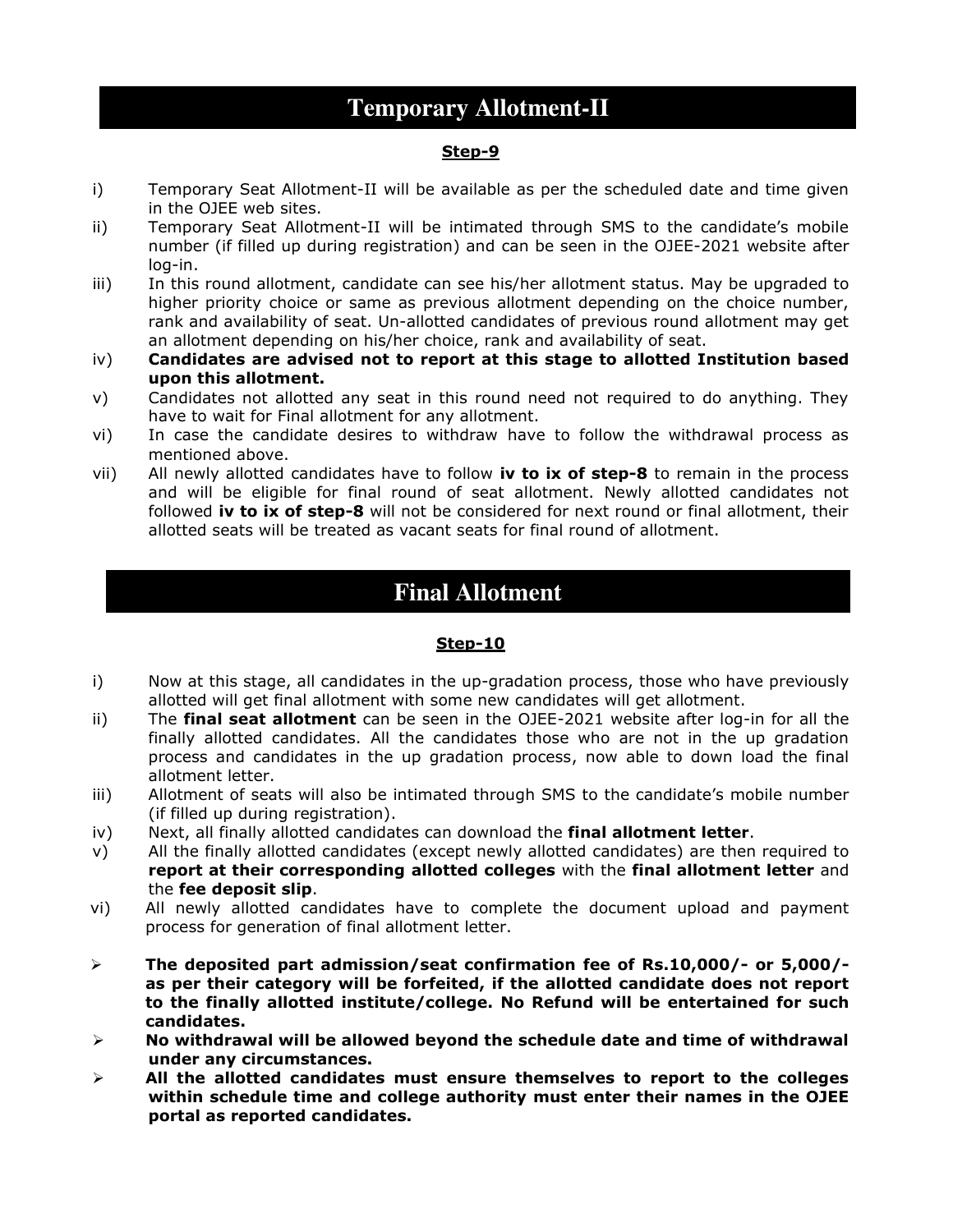# Temporary Allotment-II

**Step-9**

i) Temporary Seat Allotment-II will be available as per the scheduled date and time given in the OJEE web sites.

ii) Temporary Seat Allotment-II will be intimated through SMS to the candidate's mobile number (if filled up during registration) and can be seen in the OJEE-2021 website after log-in.

iii) In this round allotment, candidate can see his/her allotment status. May be upgraded to higher priority choice or same as previous allotment depending on the choice number, rank and availability of seat. Un-allotted candidates of previous round allotment may get an allotment depending on his/her choice, rank and availability of seat.

iv) **Candidates are advised not to report at this stage to allotted Institution based upon this allotment.**

v) Candidates not allotted any seat in this round need not required to do anything. They have to wait for Final allotment for any allotment.

vi) In case the candidate desires to withdraw have to follow the withdrawal process as mentioned above.

vii) All newly allotted candidates have to follow **iv to ix of step-8** to remain in the process and will be eligible for final round of seat allotment. Newly allotted candidates not followed **iv to ix of step-8** will not be considered for next round or final allotment, their allotted seats will be treated as vacant seats for final round of allotment.

# Final Allotment

**Step-10**

i) Now at this stage, all candidates in the up-gradation process, those who have previously allotted will get final allotment with some new candidates will get allotment.

ii) The **final seat allotment** can be seen in the OJEE-2021 website after log-in for all the finally allotted candidates. All the candidates those who are not in the up gradation process and candidates in the up gradation process, now able to down load the final allotment letter.

iii) Allotment of seats will also be intimated through SMS to the candidate's mobile number (if filled up during registration).

iv) Next, all finally allotted candidates can download the **final allotment letter**.

v) All the finally allotted candidates (except newly allotted candidates) are then required to **report at their corresponding allotted colleges** with the **final allotment letter** and the **fee deposit slip**.

vi) All newly allotted candidates have to complete the document upload and payment process for generation of final allotment letter.

- **The deposited part admission/seat confirmation fee of Rs.10,000/- or 5,000/- as per their category will be forfeited, if the allotted candidate does not report to the finally allotted institute/college. No Refund will be entertained for such candidates.**
- **No withdrawal will be allowed beyond the schedule date and time of withdrawal under any circumstances.**
- **All the allotted candidates must ensure themselves to report to the colleges within schedule time and college authority must enter their names in the OJEE portal as reported candidates.**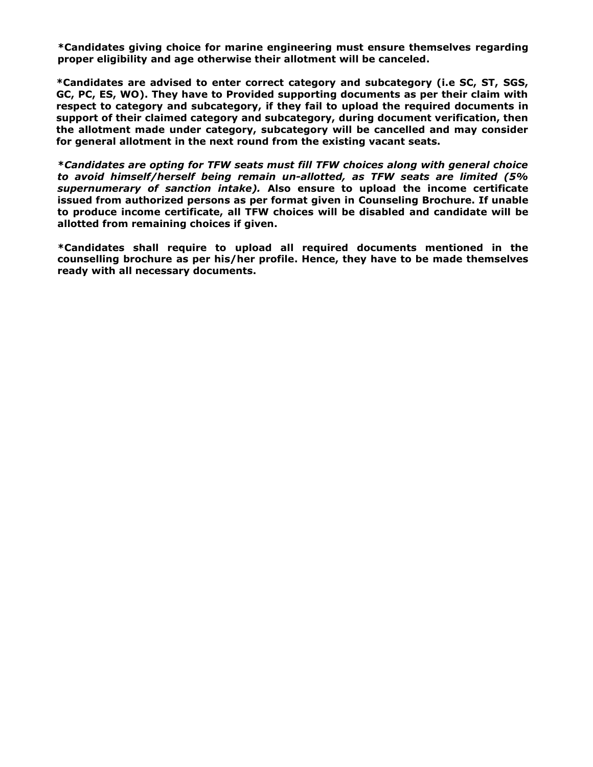**\*Candidates giving choice for marine engineering must ensure themselves regarding proper eligibility and age otherwise their allotment will be canceled.**

**\*Candidates are advised to enter correct category and subcategory (i.e SC, ST, SGS, GC, PC, ES, WO). They have to Provided supporting documents as per their claim with respect to category and subcategory, if they fail to upload the required documents in support of their claimed category and subcategory, during document verification, then the allotment made under category, subcategory will be cancelled and may consider for general allotment in the next round from the existing vacant seats.**

***\*Candidates are opting for TFW seats must fill TFW choices along with general choice to avoid himself/herself being remain un-allotted, as TFW seats are limited (5% supernumerary of sanction intake).*** **Also ensure to upload the income certificate issued from authorized persons as per format given in Counseling Brochure. If unable to produce income certificate, all TFW choices will be disabled and candidate will be allotted from remaining choices if given.**

**\*Candidates shall require to upload all required documents mentioned in the counselling brochure as per his/her profile. Hence, they have to be made themselves ready with all necessary documents.**